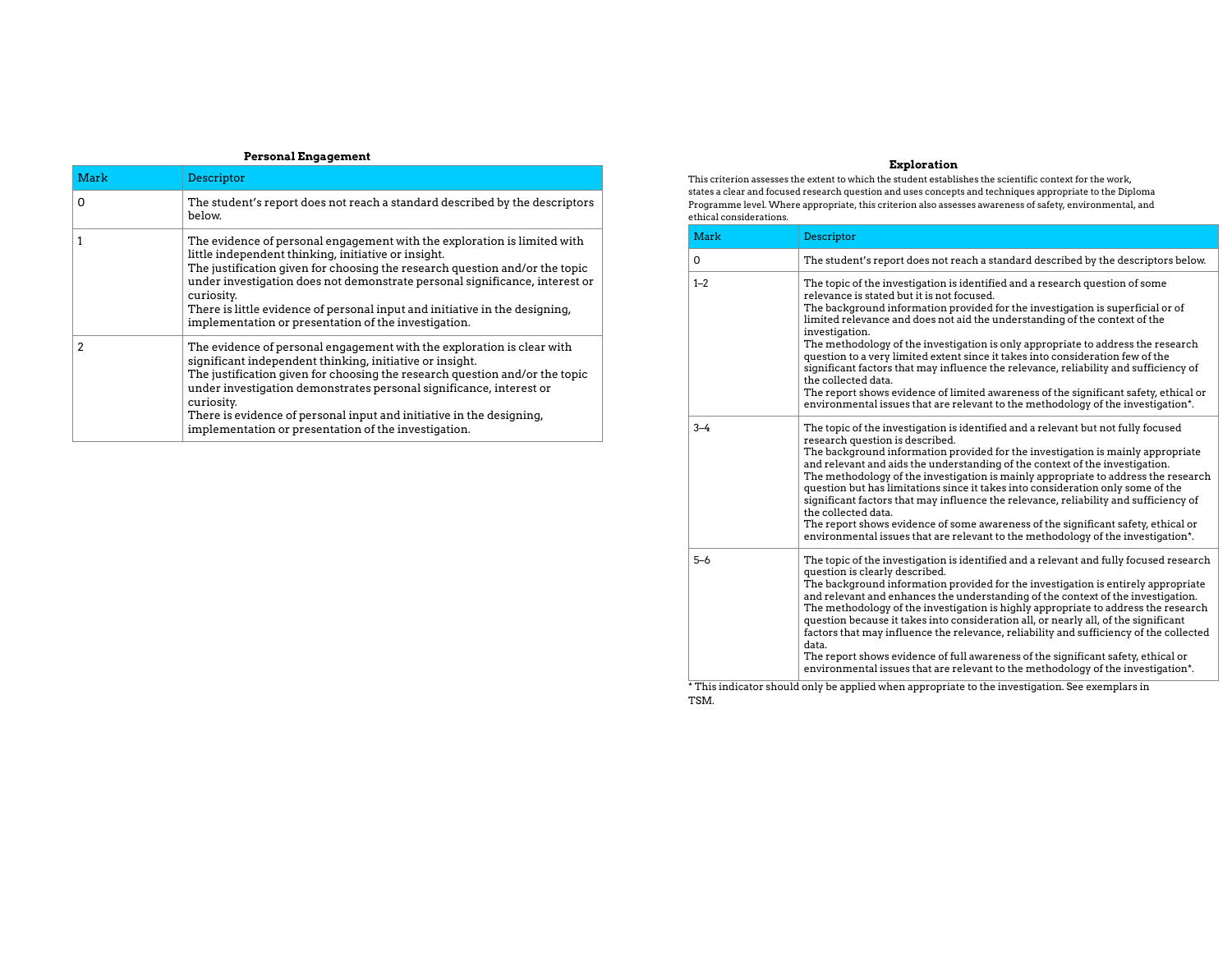**Personal Engagement**

| Mark | Descriptor |
| --- | --- |
| 0 | The student's report does not reach a standard described by the descriptors below. |
| 1 | The evidence of personal engagement with the exploration is limited with little independent thinking, initiative or insight. The justification given for choosing the research question and/or the topic under investigation does not demonstrate personal significance, interest or curiosity. There is little evidence of personal input and initiative in the designing, implementation or presentation of the investigation. |
| 2 | The evidence of personal engagement with the exploration is clear with significant independent thinking, initiative or insight. The justification given for choosing the research question and/or the topic under investigation demonstrates personal significance, interest or curiosity. There is evidence of personal input and initiative in the designing, implementation or presentation of the investigation. |

**Exploration**

This criterion assesses the extent to which the student establishes the scientific context for the work, states a clear and focused research question and uses concepts and techniques appropriate to the Diploma Programme level. Where appropriate, this criterion also assesses awareness of safety, environmental, and ethical considerations.

| Mark | Descriptor |
| --- | --- |
| 0 | The student's report does not reach a standard described by the descriptors below. |
| 1–2 | The topic of the investigation is identified and a research question of some relevance is stated but it is not focused. The background information provided for the investigation is superficial or of limited relevance and does not aid the understanding of the context of the investigation. The methodology of the investigation is only appropriate to address the research question to a very limited extent since it takes into consideration few of the significant factors that may influence the relevance, reliability and sufficiency of the collected data. The report shows evidence of limited awareness of the significant safety, ethical or environmental issues that are relevant to the methodology of the investigation*. |
| 3–4 | The topic of the investigation is identified and a relevant but not fully focused research question is described. The background information provided for the investigation is mainly appropriate and relevant and aids the understanding of the context of the investigation. The methodology of the investigation is mainly appropriate to address the research question but has limitations since it takes into consideration only some of the significant factors that may influence the relevance, reliability and sufficiency of the collected data. The report shows evidence of some awareness of the significant safety, ethical or environmental issues that are relevant to the methodology of the investigation*. |
| 5–6 | The topic of the investigation is identified and a relevant and fully focused research question is clearly described. The background information provided for the investigation is entirely appropriate and relevant and enhances the understanding of the context of the investigation. The methodology of the investigation is highly appropriate to address the research question because it takes into consideration all, or nearly all, of the significant factors that may influence the relevance, reliability and sufficiency of the collected data. The report shows evidence of full awareness of the significant safety, ethical or environmental issues that are relevant to the methodology of the investigation*. |

* This indicator should only be applied when appropriate to the investigation. See exemplars in TSM.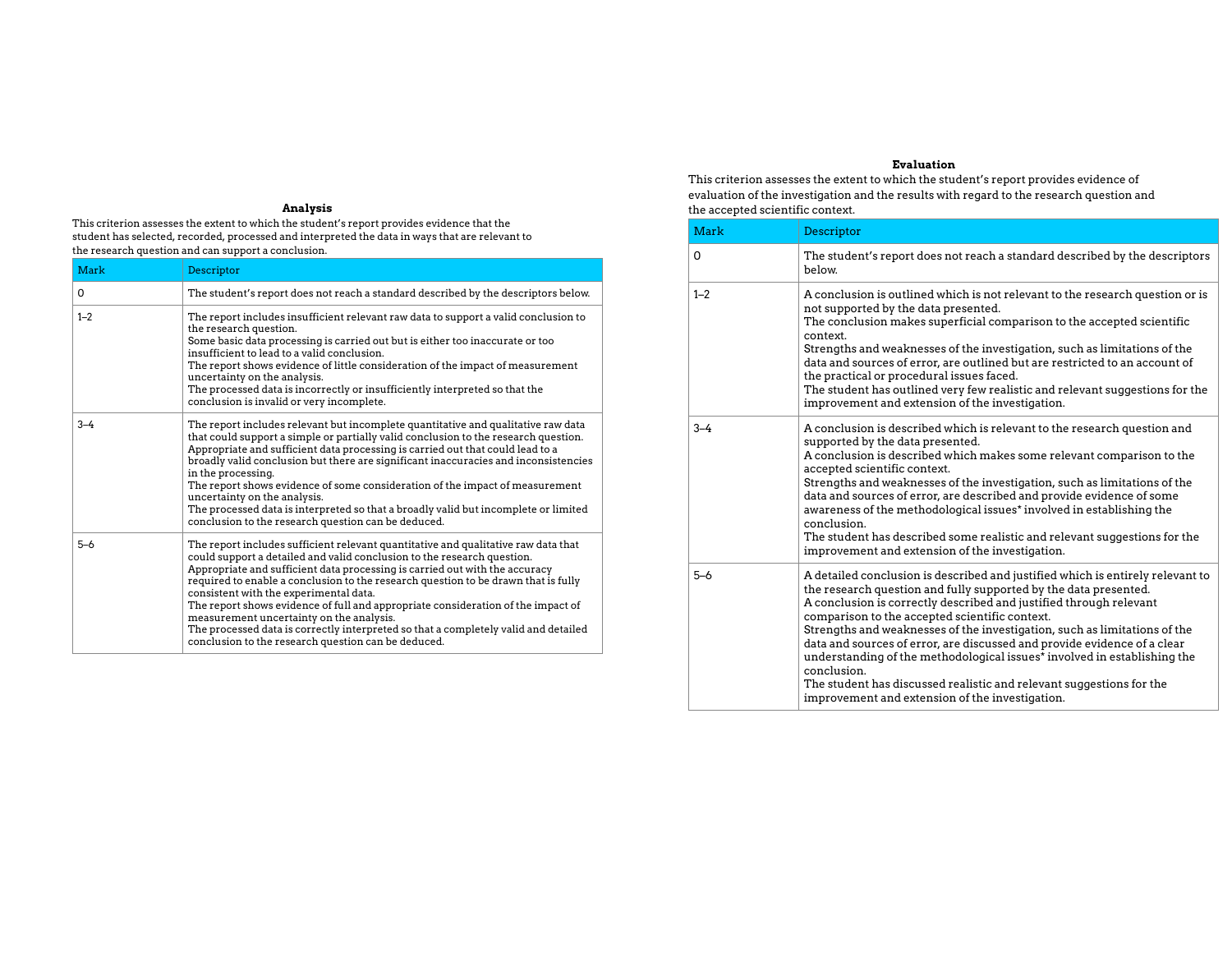### Analysis

This criterion assesses the extent to which the student's report provides evidence that the student has selected, recorded, processed and interpreted the data in ways that are relevant to the research question and can support a conclusion.

| Mark | Descriptor |
| --- | --- |
| 0 | The student's report does not reach a standard described by the descriptors below. |
| 1–2 | The report includes insufficient relevant raw data to support a valid conclusion to the research question.<br>Some basic data processing is carried out but is either too inaccurate or too insufficient to lead to a valid conclusion.<br>The report shows evidence of little consideration of the impact of measurement uncertainty on the analysis.<br>The processed data is incorrectly or insufficiently interpreted so that the conclusion is invalid or very incomplete. |
| 3–4 | The report includes relevant but incomplete quantitative and qualitative raw data that could support a simple or partially valid conclusion to the research question.<br>Appropriate and sufficient data processing is carried out that could lead to a broadly valid conclusion but there are significant inaccuracies and inconsistencies in the processing.<br>The report shows evidence of some consideration of the impact of measurement uncertainty on the analysis.<br>The processed data is interpreted so that a broadly valid but incomplete or limited conclusion to the research question can be deduced. |
| 5–6 | The report includes sufficient relevant quantitative and qualitative raw data that could support a detailed and valid conclusion to the research question.<br>Appropriate and sufficient data processing is carried out with the accuracy required to enable a conclusion to the research question to be drawn that is fully consistent with the experimental data.<br>The report shows evidence of full and appropriate consideration of the impact of measurement uncertainty on the analysis.<br>The processed data is correctly interpreted so that a completely valid and detailed conclusion to the research question can be deduced. |

### Evaluation

This criterion assesses the extent to which the student's report provides evidence of evaluation of the investigation and the results with regard to the research question and the accepted scientific context.

| Mark | Descriptor |
| --- | --- |
| 0 | The student's report does not reach a standard described by the descriptors below. |
| 1–2 | A conclusion is outlined which is not relevant to the research question or is not supported by the data presented.<br>The conclusion makes superficial comparison to the accepted scientific context.<br>Strengths and weaknesses of the investigation, such as limitations of the data and sources of error, are outlined but are restricted to an account of the practical or procedural issues faced.<br>The student has outlined very few realistic and relevant suggestions for the improvement and extension of the investigation. |
| 3–4 | A conclusion is described which is relevant to the research question and supported by the data presented.<br>A conclusion is described which makes some relevant comparison to the accepted scientific context.<br>Strengths and weaknesses of the investigation, such as limitations of the data and sources of error, are described and provide evidence of some awareness of the methodological issues* involved in establishing the conclusion.<br>The student has described some realistic and relevant suggestions for the improvement and extension of the investigation. |
| 5–6 | A detailed conclusion is described and justified which is entirely relevant to the research question and fully supported by the data presented.<br>A conclusion is correctly described and justified through relevant comparison to the accepted scientific context.<br>Strengths and weaknesses of the investigation, such as limitations of the data and sources of error, are discussed and provide evidence of a clear understanding of the methodological issues* involved in establishing the conclusion.<br>The student has discussed realistic and relevant suggestions for the improvement and extension of the investigation. |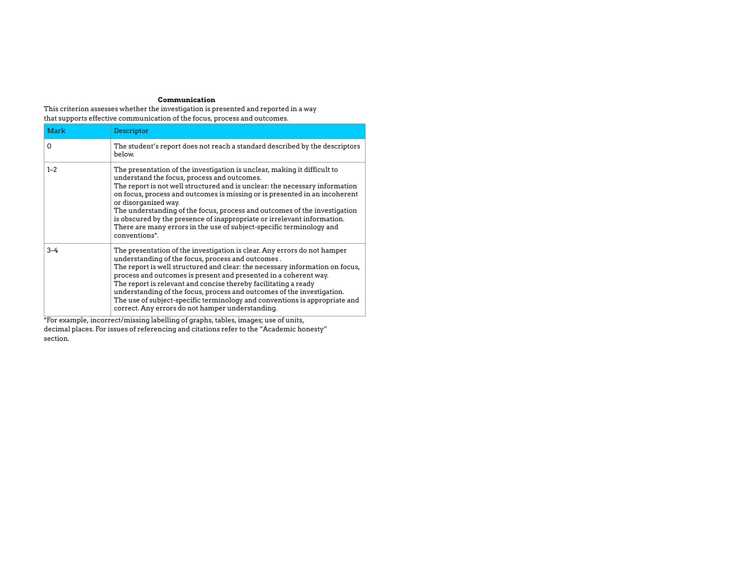**Communication**

This criterion assesses whether the investigation is presented and reported in a way that supports effective communication of the focus, process and outcomes.

| Mark | Descriptor |
| --- | --- |
| 0 | The student's report does not reach a standard described by the descriptors below. |
| 1–2 | The presentation of the investigation is unclear, making it difficult to understand the focus, process and outcomes.<br>The report is not well structured and is unclear: the necessary information on focus, process and outcomes is missing or is presented in an incoherent or disorganized way.<br>The understanding of the focus, process and outcomes of the investigation is obscured by the presence of inappropriate or irrelevant information.<br>There are many errors in the use of subject-specific terminology and conventions*. |
| 3–4 | The presentation of the investigation is clear. Any errors do not hamper understanding of the focus, process and outcomes .<br>The report is well structured and clear: the necessary information on focus, process and outcomes is present and presented in a coherent way.<br>The report is relevant and concise thereby facilitating a ready understanding of the focus, process and outcomes of the investigation.<br>The use of subject-specific terminology and conventions is appropriate and correct. Any errors do not hamper understanding. |

*For example, incorrect/missing labelling of graphs, tables, images; use of units, decimal places. For issues of referencing and citations refer to the "Academic honesty" section.